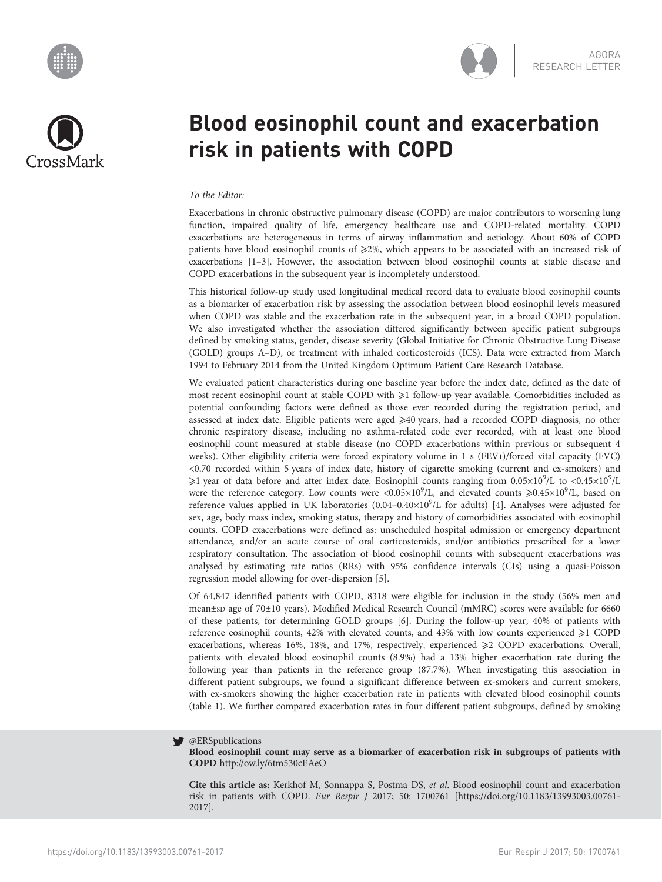AGORA
RESEARCH LETTER

# Blood eosinophil count and exacerbation risk in patients with COPD

*To the Editor:*

Exacerbations in chronic obstructive pulmonary disease (COPD) are major contributors to worsening lung function, impaired quality of life, emergency healthcare use and COPD-related mortality. COPD exacerbations are heterogeneous in terms of airway inflammation and aetiology. About 60% of COPD patients have blood eosinophil counts of ⩾2%, which appears to be associated with an increased risk of exacerbations [1–3]. However, the association between blood eosinophil counts at stable disease and COPD exacerbations in the subsequent year is incompletely understood.

This historical follow-up study used longitudinal medical record data to evaluate blood eosinophil counts as a biomarker of exacerbation risk by assessing the association between blood eosinophil levels measured when COPD was stable and the exacerbation rate in the subsequent year, in a broad COPD population. We also investigated whether the association differed significantly between specific patient subgroups defined by smoking status, gender, disease severity (Global Initiative for Chronic Obstructive Lung Disease (GOLD) groups A–D), or treatment with inhaled corticosteroids (ICS). Data were extracted from March 1994 to February 2014 from the United Kingdom Optimum Patient Care Research Database.

We evaluated patient characteristics during one baseline year before the index date, defined as the date of most recent eosinophil count at stable COPD with ⩾1 follow-up year available. Comorbidities included as potential confounding factors were defined as those ever recorded during the registration period, and assessed at index date. Eligible patients were aged ⩾40 years, had a recorded COPD diagnosis, no other chronic respiratory disease, including no asthma-related code ever recorded, with at least one blood eosinophil count measured at stable disease (no COPD exacerbations within previous or subsequent 4 weeks). Other eligibility criteria were forced expiratory volume in 1 s ($FEV_1$)/forced vital capacity (FVC) <0.70 recorded within 5 years of index date, history of cigarette smoking (current and ex-smokers) and ⩾1 year of data before and after index date. Eosinophil counts ranging from $0.05 \times 10^9$/L to $<0.45 \times 10^9$/L were the reference category. Low counts were $<0.05 \times 10^9$/L, and elevated counts $\geqslant 0.45 \times 10^9$/L, based on reference values applied in UK laboratories ($0.04–0.40 \times 10^9$/L for adults) [4]. Analyses were adjusted for sex, age, body mass index, smoking status, therapy and history of comorbidities associated with eosinophil counts. COPD exacerbations were defined as: unscheduled hospital admission or emergency department attendance, and/or an acute course of oral corticosteroids, and/or antibiotics prescribed for a lower respiratory consultation. The association of blood eosinophil counts with subsequent exacerbations was analysed by estimating rate ratios (RRs) with 95% confidence intervals (CIs) using a quasi-Poisson regression model allowing for over-dispersion [5].

Of 64,847 identified patients with COPD, 8318 were eligible for inclusion in the study (56% men and mean±SD age of 70±10 years). Modified Medical Research Council (mMRC) scores were available for 6660 of these patients, for determining GOLD groups [6]. During the follow-up year, 40% of patients with reference eosinophil counts, 42% with elevated counts, and 43% with low counts experienced ⩾1 COPD exacerbations, whereas 16%, 18%, and 17%, respectively, experienced ⩾2 COPD exacerbations. Overall, patients with elevated blood eosinophil counts (8.9%) had a 13% higher exacerbation rate during the following year than patients in the reference group (87.7%). When investigating this association in different patient subgroups, we found a significant difference between ex-smokers and current smokers, with ex-smokers showing the higher exacerbation rate in patients with elevated blood eosinophil counts (table 1). We further compared exacerbation rates in four different patient subgroups, defined by smoking

@ERSpublications
**Blood eosinophil count may serve as a biomarker of exacerbation risk in subgroups of patients with COPD** http://ow.ly/6tm530cEAeO

**Cite this article as:** Kerkhof M, Sonnappa S, Postma DS, *et al.* Blood eosinophil count and exacerbation risk in patients with COPD. *Eur Respir J* 2017; 50: 1700761 [https://doi.org/10.1183/13993003.00761-2017].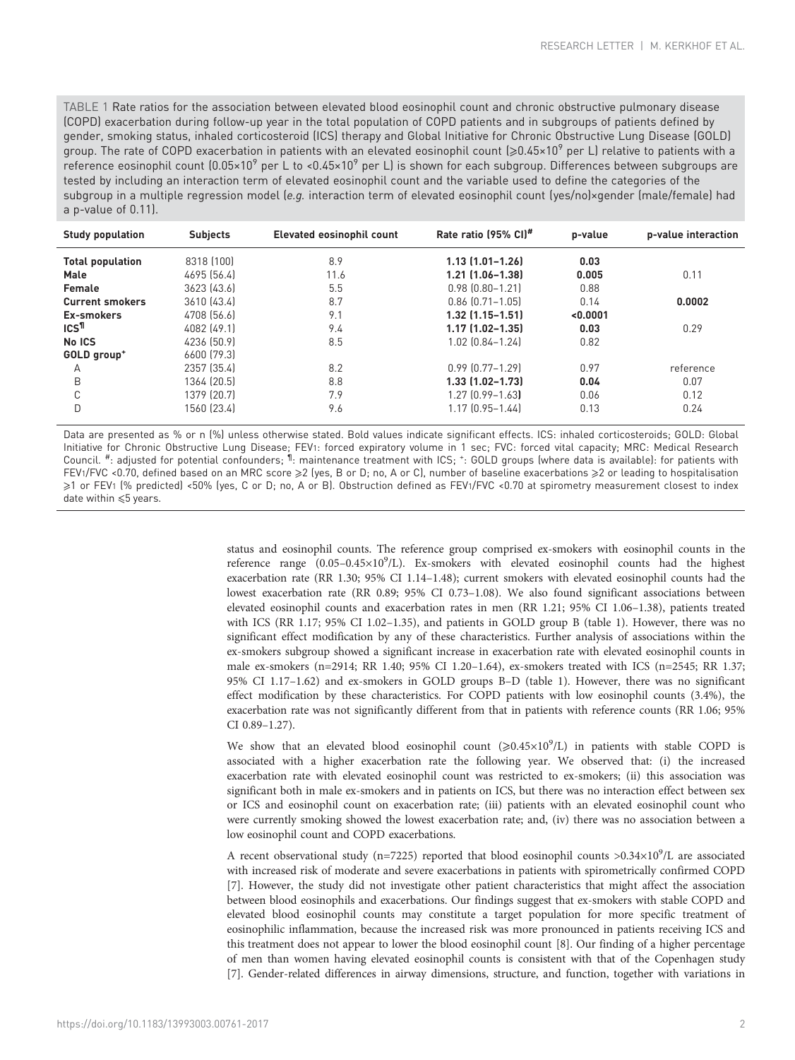TABLE 1 Rate ratios for the association between elevated blood eosinophil count and chronic obstructive pulmonary disease (COPD) exacerbation during follow-up year in the total population of COPD patients and in subgroups of patients defined by gender, smoking status, inhaled corticosteroid (ICS) therapy and Global Initiative for Chronic Obstructive Lung Disease (GOLD) group. The rate of COPD exacerbation in patients with an elevated eosinophil count ($\geqslant 0.45\times10^9$ per L) relative to patients with a reference eosinophil count ($0.05\times10^9$ per L to $<0.45\times10^9$ per L) is shown for each subgroup. Differences between subgroups are tested by including an interaction term of elevated eosinophil count and the variable used to define the categories of the subgroup in a multiple regression model (*e.g.* interaction term of elevated eosinophil count (yes/no)×gender (male/female) had a p-value of 0.11).

| Study population | Subjects | Elevated eosinophil count | Rate ratio (95% CI)[#] | p-value | p-value interaction |
|---|---|---|---|---|---|
| **Total population** | 8318 (100) | 8.9 | **1.13 (1.01–1.26)** | **0.03** | |
| **Male** | 4695 (56.4) | 11.6 | **1.21 (1.06–1.38)** | **0.005** | 0.11 |
| **Female** | 3623 (43.6) | 5.5 | 0.98 (0.80–1.21) | 0.88 | |
| **Current smokers** | 3610 (43.4) | 8.7 | 0.86 (0.71–1.05) | 0.14 | **0.0002** |
| **Ex-smokers** | 4708 (56.6) | 9.1 | **1.32 (1.15–1.51)** | **<0.0001** | |
| **ICS**[¶] | 4082 (49.1) | 9.4 | **1.17 (1.02–1.35)** | **0.03** | 0.29 |
| **No ICS** | 4236 (50.9) | 8.5 | 1.02 (0.84–1.24) | 0.82 | |
| **GOLD group**[+] | 6600 (79.3) | | | | |
| A | 2357 (35.4) | 8.2 | 0.99 (0.77–1.29) | 0.97 | reference |
| B | 1364 (20.5) | 8.8 | **1.33 (1.02–1.73)** | **0.04** | 0.07 |
| C | 1379 (20.7) | 7.9 | 1.27 (0.99–1.63) | 0.06 | 0.12 |
| D | 1560 (23.4) | 9.6 | 1.17 (0.95–1.44) | 0.13 | 0.24 |

Data are presented as % or n (%) unless otherwise stated. Bold values indicate significant effects. ICS: inhaled corticosteroids; GOLD: Global Initiative for Chronic Obstructive Lung Disease; $FEV_1$: forced expiratory volume in 1 sec; FVC: forced vital capacity; MRC: Medical Research Council. #: adjusted for potential confounders; ¶: maintenance treatment with ICS; +: GOLD groups (where data is available): for patients with $FEV_1$/FVC <0.70, defined based on an MRC score $\geqslant$2 (yes, B or D; no, A or C), number of baseline exacerbations $\geqslant$2 or leading to hospitalisation $\geqslant$1 or $FEV_1$ (% predicted) <50% (yes, C or D; no, A or B). Obstruction defined as $FEV_1$/FVC <0.70 at spirometry measurement closest to index date within $\leqslant$5 years.

status and eosinophil counts. The reference group comprised ex-smokers with eosinophil counts in the reference range ($0.05–0.45\times10^9$/L). Ex-smokers with elevated eosinophil counts had the highest exacerbation rate (RR 1.30; 95% CI 1.14–1.48); current smokers with elevated eosinophil counts had the lowest exacerbation rate (RR 0.89; 95% CI 0.73–1.08). We also found significant associations between elevated eosinophil counts and exacerbation rates in men (RR 1.21; 95% CI 1.06–1.38), patients treated with ICS (RR 1.17; 95% CI 1.02–1.35), and patients in GOLD group B (table 1). However, there was no significant effect modification by any of these characteristics. Further analysis of associations within the ex-smokers subgroup showed a significant increase in exacerbation rate with elevated eosinophil counts in male ex-smokers (n=2914; RR 1.40; 95% CI 1.20–1.64), ex-smokers treated with ICS (n=2545; RR 1.37; 95% CI 1.17–1.62) and ex-smokers in GOLD groups B–D (table 1). However, there was no significant effect modification by these characteristics. For COPD patients with low eosinophil counts (3.4%), the exacerbation rate was not significantly different from that in patients with reference counts (RR 1.06; 95% CI 0.89–1.27).

We show that an elevated blood eosinophil count ($\geqslant 0.45\times10^9$/L) in patients with stable COPD is associated with a higher exacerbation rate the following year. We observed that: (i) the increased exacerbation rate with elevated eosinophil count was restricted to ex-smokers; (ii) this association was significant both in male ex-smokers and in patients on ICS, but there was no interaction effect between sex or ICS and eosinophil count on exacerbation rate; (iii) patients with an elevated eosinophil count who were currently smoking showed the lowest exacerbation rate; and, (iv) there was no association between a low eosinophil count and COPD exacerbations.

A recent observational study (n=7225) reported that blood eosinophil counts $>0.34\times10^9$/L are associated with increased risk of moderate and severe exacerbations in patients with spirometrically confirmed COPD [7]. However, the study did not investigate other patient characteristics that might affect the association between blood eosinophils and exacerbations. Our findings suggest that ex-smokers with stable COPD and elevated blood eosinophil counts may constitute a target population for more specific treatment of eosinophilic inflammation, because the increased risk was more pronounced in patients receiving ICS and this treatment does not appear to lower the blood eosinophil count [8]. Our finding of a higher percentage of men than women having elevated eosinophil counts is consistent with that of the Copenhagen study [7]. Gender-related differences in airway dimensions, structure, and function, together with variations in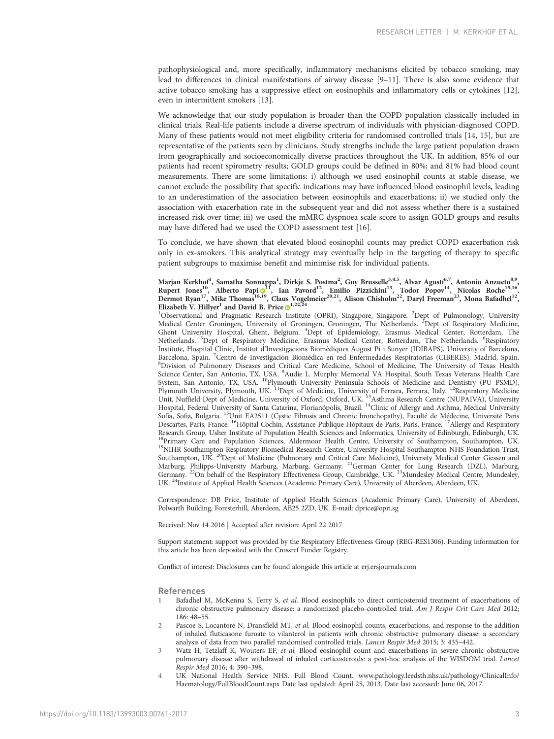pathophysiological and, more specifically, inflammatory mechanisms elicited by tobacco smoking, may lead to differences in clinical manifestations of airway disease [9–11]. There is also some evidence that active tobacco smoking has a suppressive effect on eosinophils and inflammatory cells or cytokines [12], even in intermittent smokers [13].

We acknowledge that our study population is broader than the COPD population classically included in clinical trials. Real-life patients include a diverse spectrum of individuals with physician-diagnosed COPD. Many of these patients would not meet eligibility criteria for randomised controlled trials [14, 15], but are representative of the patients seen by clinicians. Study strengths include the large patient population drawn from geographically and socioeconomically diverse practices throughout the UK. In addition, 85% of our patients had recent spirometry results; GOLD groups could be defined in 80%; and 81% had blood count measurements. There are some limitations: i) although we used eosinophil counts at stable disease, we cannot exclude the possibility that specific indications may have influenced blood eosinophil levels, leading to an underestimation of the association between eosinophils and exacerbations; ii) we studied only the association with exacerbation rate in the subsequent year and did not assess whether there is a sustained increased risk over time; iii) we used the mMRC dyspnoea scale score to assign GOLD groups and results may have differed had we used the COPD assessment test [16].

To conclude, we have shown that elevated blood eosinophil counts may predict COPD exacerbation risk only in ex-smokers. This analytical strategy may eventually help in the targeting of therapy to specific patient subgroups to maximise benefit and minimise risk for individual patients.

**Marjan Kerkhof[1], Samatha Sonnappa[1], Dirkje S. Postma[2], Guy Brusselle[3,4,5], Alvar Agustí[6,7], Antonio Anzueto[8,9], Rupert Jones[10], Alberto Papi[11], Ian Pavord[12], Emilio Pizzichini[13], Todor Popov[14], Nicolas Roche[15,16], Dermot Ryan[17], Mike Thomas[18,19], Claus Vogelmeier[20,21], Alison Chisholm[22], Daryl Freeman[23], Mona Bafadhel[12], Elizabeth V. Hillyer[1] and David B. Price[1,22,24]**

[1]Observational and Pragmatic Research Institute (OPRI), Singapore, Singapore. [2]Dept of Pulmonology, University Medical Center Groningen, University of Groningen, Groningen, The Netherlands. [3]Dept of Respiratory Medicine, Ghent University Hospital, Ghent, Belgium. [4]Dept of Epidemiology, Erasmus Medical Center, Rotterdam, The Netherlands. [5]Dept of Respiratory Medicine, Erasmus Medical Center, Rotterdam, The Netherlands. [6]Respiratory Institute, Hospital Clínic, Institut d'Investigacions Biomèdiques August Pi i Sunyer (IDIBAPS), University of Barcelona, Barcelona, Spain. [7]Centro de Investigación Biomédica en red Enfermedades Respiratorias (CIBERES), Madrid, Spain. [8]Division of Pulmonary Diseases and Critical Care Medicine, School of Medicine, The University of Texas Health Science Center, San Antonio, TX, USA. [9]Audie L. Murphy Memorial VA Hospital, South Texas Veterans Health Care System, San Antonio, TX, USA. [10]Plymouth University Peninsula Schools of Medicine and Dentistry (PU PSMD), Plymouth University, Plymouth, UK. [11]Dept of Medicine, University of Ferrara, Ferrara, Italy. [12]Respiratory Medicine Unit, Nuffield Dept of Medicine, University of Oxford, Oxford, UK. [13]Asthma Research Centre (NUPAIVA), University Hospital, Federal University of Santa Catarina, Florianópolis, Brazil. [14]Clinic of Allergy and Asthma, Medical University Sofia, Sofia, Bulgaria. [15]Unit EA2511 (Cystic Fibrosis and Chronic bronchopathy), Faculté de Médecine, Université Paris Descartes, Paris, France. [16]Hôpital Cochin, Assistance Publique Hôpitaux de Paris, Paris, France. [17]Allergy and Respiratory Research Group, Usher Institute of Population Health Sciences and Informatics, University of Edinburgh, Edinburgh, UK. [18]Primary Care and Population Sciences, Aldermoor Health Centre, University of Southampton, Southampton, UK. [19]NIHR Southampton Respiratory Biomedical Research Centre, University Hospital Southampton NHS Foundation Trust, Southampton, UK. [20]Dept of Medicine (Pulmonary and Critical Care Medicine), University Medical Center Giessen and Marburg, Philipps-University Marburg, Marburg, Germany. [21]German Center for Lung Research (DZL), Marburg, Germany. [22]On behalf of the Respiratory Effectiveness Group, Cambridge, UK. [23]Mundesley Medical Centre, Mundesley, UK. [24]Institute of Applied Health Sciences (Academic Primary Care), University of Aberdeen, Aberdeen, UK.

Correspondence: DB Price, Institute of Applied Health Sciences (Academic Primary Care), University of Aberdeen, Polwarth Building, Foresterhill, Aberdeen, AB25 2ZD, UK. E-mail: dprice@opri.sg

Received: Nov 14 2016 | Accepted after revision: April 22 2017

Support statement: support was provided by the Respiratory Effectiveness Group (REG-RES1306). Funding information for this article has been deposited with the Crossref Funder Registry.

Conflict of interest: Disclosures can be found alongside this article at erj.ersjournals.com

## References

1. Bafadhel M, McKenna S, Terry S, *et al.* Blood eosinophils to direct corticosteroid treatment of exacerbations of chronic obstructive pulmonary disease: a randomized placebo-controlled trial. *Am J Respir Crit Care Med* 2012; 186: 48–55.
2. Pascoe S, Locantore N, Dransfield MT, *et al.* Blood eosinophil counts, exacerbations, and response to the addition of inhaled fluticasone furoate to vilanterol in patients with chronic obstructive pulmonary disease: a secondary analysis of data from two parallel randomised controlled trials. *Lancet Respir Med* 2015; 3: 435–442.
3. Watz H, Tetzlaff K, Wouters EF, *et al.* Blood eosinophil count and exacerbations in severe chronic obstructive pulmonary disease after withdrawal of inhaled corticosteroids: a post-hoc analysis of the WISDOM trial. *Lancet Respir Med* 2016; 4: 390–398.
4. UK National Health Service NHS. Full Blood Count. www.pathology.leedsth.nhs.uk/pathology/ClinicalInfo/Haematology/FullBloodCount.aspx Date last updated: April 25, 2013. Date last accessed: June 06, 2017.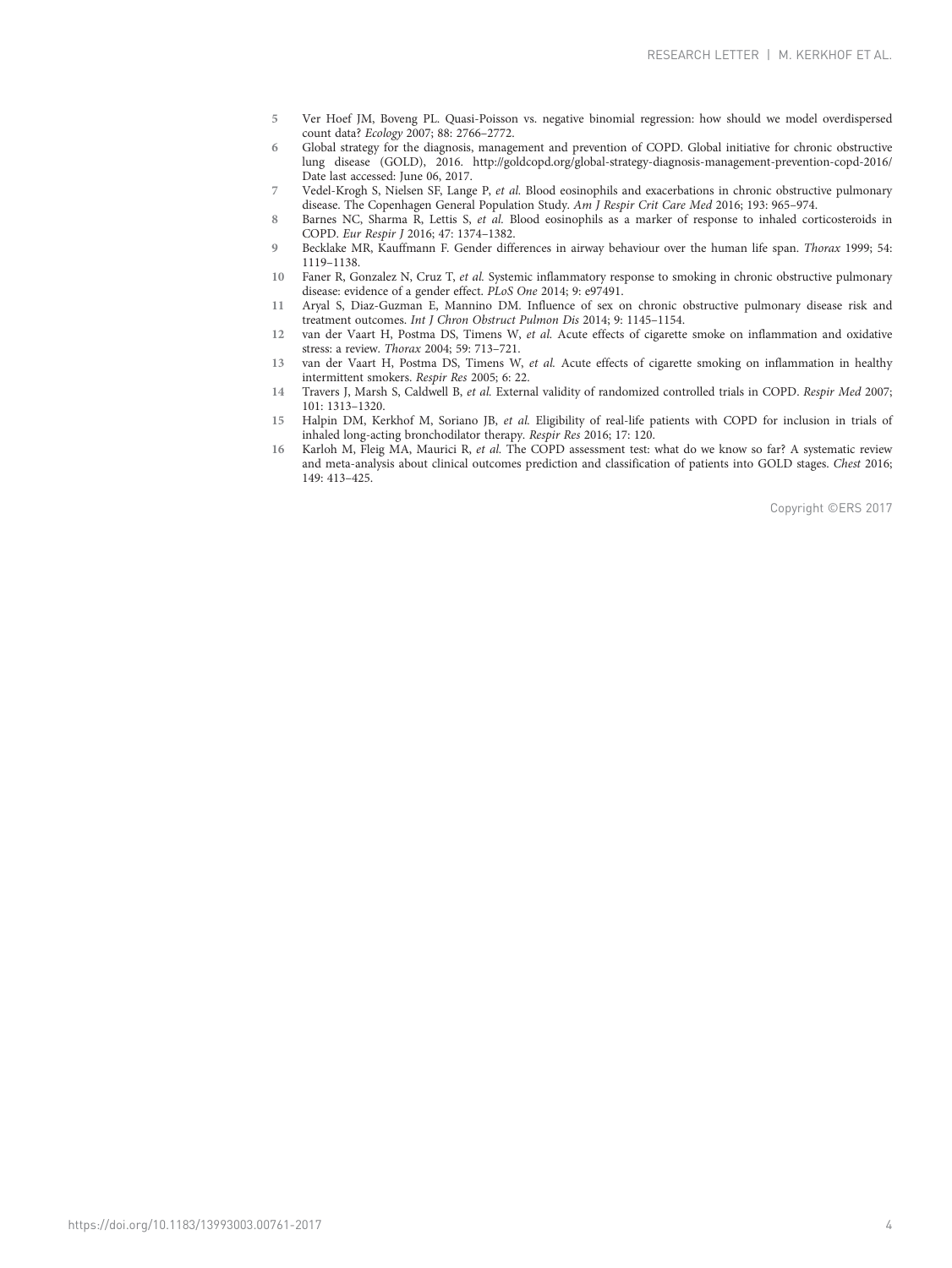5 Ver Hoef JM, Boveng PL. Quasi-Poisson vs. negative binomial regression: how should we model overdispersed count data? *Ecology* 2007; 88: 2766–2772.

6 Global strategy for the diagnosis, management and prevention of COPD. Global initiative for chronic obstructive lung disease (GOLD), 2016. http://goldcopd.org/global-strategy-diagnosis-management-prevention-copd-2016/ Date last accessed: June 06, 2017.

7 Vedel-Krogh S, Nielsen SF, Lange P, *et al.* Blood eosinophils and exacerbations in chronic obstructive pulmonary disease. The Copenhagen General Population Study. *Am J Respir Crit Care Med* 2016; 193: 965–974.

8 Barnes NC, Sharma R, Lettis S, *et al.* Blood eosinophils as a marker of response to inhaled corticosteroids in COPD. *Eur Respir J* 2016; 47: 1374–1382.

9 Becklake MR, Kauffmann F. Gender differences in airway behaviour over the human life span. *Thorax* 1999; 54: 1119–1138.

10 Faner R, Gonzalez N, Cruz T, *et al.* Systemic inflammatory response to smoking in chronic obstructive pulmonary disease: evidence of a gender effect. *PLoS One* 2014; 9: e97491.

11 Aryal S, Diaz-Guzman E, Mannino DM. Influence of sex on chronic obstructive pulmonary disease risk and treatment outcomes. *Int J Chron Obstruct Pulmon Dis* 2014; 9: 1145–1154.

12 van der Vaart H, Postma DS, Timens W, *et al.* Acute effects of cigarette smoke on inflammation and oxidative stress: a review. *Thorax* 2004; 59: 713–721.

13 van der Vaart H, Postma DS, Timens W, *et al.* Acute effects of cigarette smoking on inflammation in healthy intermittent smokers. *Respir Res* 2005; 6: 22.

14 Travers J, Marsh S, Caldwell B, *et al.* External validity of randomized controlled trials in COPD. *Respir Med* 2007; 101: 1313–1320.

15 Halpin DM, Kerkhof M, Soriano JB, *et al.* Eligibility of real-life patients with COPD for inclusion in trials of inhaled long-acting bronchodilator therapy. *Respir Res* 2016; 17: 120.

16 Karloh M, Fleig MA, Maurici R, *et al.* The COPD assessment test: what do we know so far? A systematic review and meta-analysis about clinical outcomes prediction and classification of patients into GOLD stages. *Chest* 2016; 149: 413–425.

Copyright ©ERS 2017